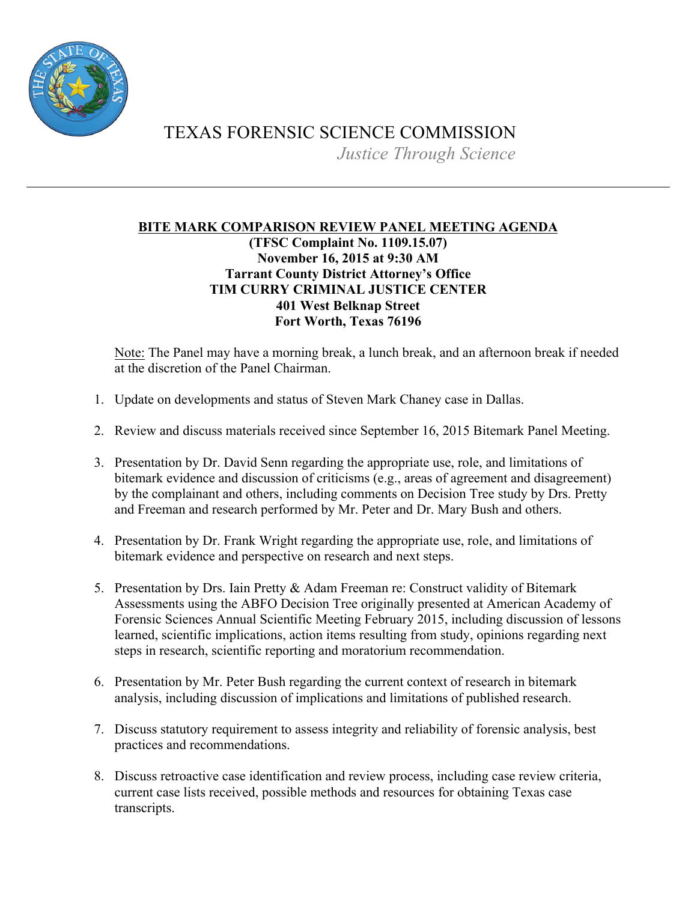# TEXAS FORENSIC SCIENCE COMMISSION

*Justice Through Science*

---

## BITE MARK COMPARISON REVIEW PANEL MEETING AGENDA

**(TFSC Complaint No. 1109.15.07)**
**November 16, 2015 at 9:30 AM**
**Tarrant County District Attorney's Office**
**TIM CURRY CRIMINAL JUSTICE CENTER**
**401 West Belknap Street**
**Fort Worth, Texas 76196**

Note: The Panel may have a morning break, a lunch break, and an afternoon break if needed at the discretion of the Panel Chairman.

1. Update on developments and status of Steven Mark Chaney case in Dallas.

2. Review and discuss materials received since September 16, 2015 Bitemark Panel Meeting.

3. Presentation by Dr. David Senn regarding the appropriate use, role, and limitations of bitemark evidence and discussion of criticisms (e.g., areas of agreement and disagreement) by the complainant and others, including comments on Decision Tree study by Drs. Pretty and Freeman and research performed by Mr. Peter and Dr. Mary Bush and others.

4. Presentation by Dr. Frank Wright regarding the appropriate use, role, and limitations of bitemark evidence and perspective on research and next steps.

5. Presentation by Drs. Iain Pretty & Adam Freeman re: Construct validity of Bitemark Assessments using the ABFO Decision Tree originally presented at American Academy of Forensic Sciences Annual Scientific Meeting February 2015, including discussion of lessons learned, scientific implications, action items resulting from study, opinions regarding next steps in research, scientific reporting and moratorium recommendation.

6. Presentation by Mr. Peter Bush regarding the current context of research in bitemark analysis, including discussion of implications and limitations of published research.

7. Discuss statutory requirement to assess integrity and reliability of forensic analysis, best practices and recommendations.

8. Discuss retroactive case identification and review process, including case review criteria, current case lists received, possible methods and resources for obtaining Texas case transcripts.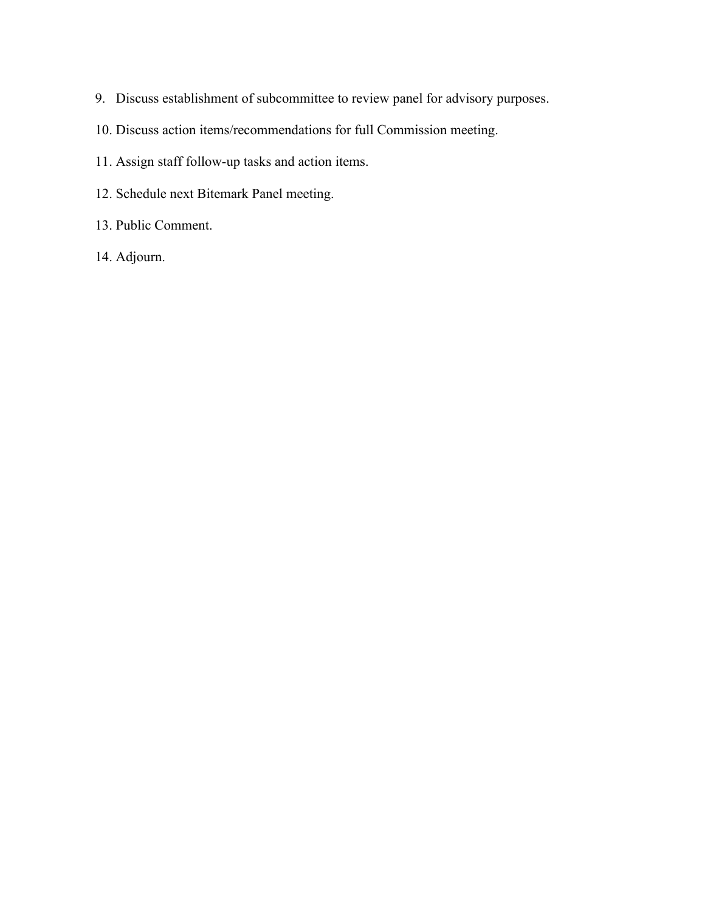9. Discuss establishment of subcommittee to review panel for advisory purposes.
10. Discuss action items/recommendations for full Commission meeting.
11. Assign staff follow-up tasks and action items.
12. Schedule next Bitemark Panel meeting.
13. Public Comment.
14. Adjourn.